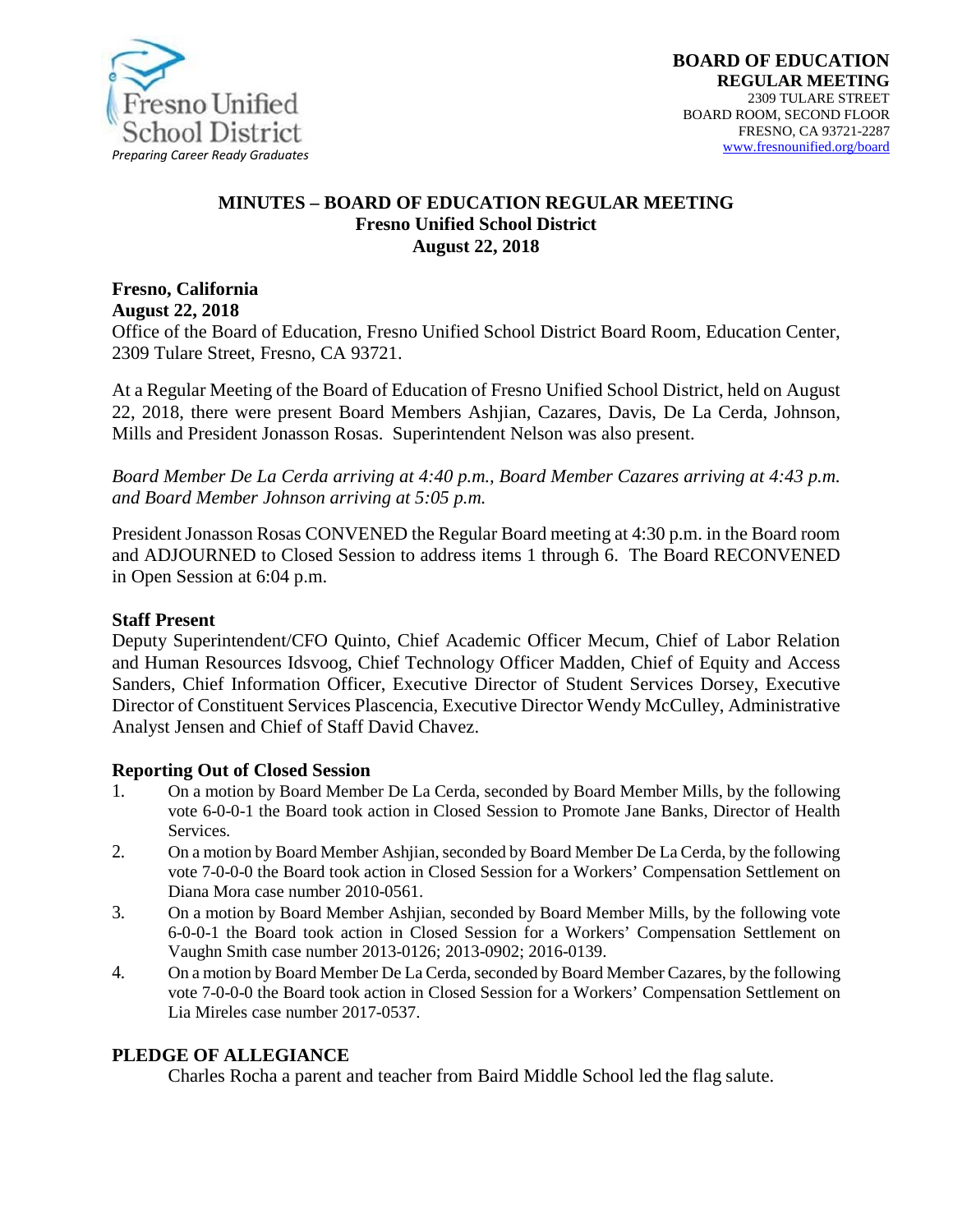Fresno Unified School District
*Preparing Career Ready Graduates*

**BOARD OF EDUCATION**
**REGULAR MEETING**
2309 TULARE STREET
BOARD ROOM, SECOND FLOOR
FRESNO, CA 93721-2287
www.fresnounified.org/board

# MINUTES – BOARD OF EDUCATION REGULAR MEETING
## Fresno Unified School District
## August 22, 2018

**Fresno, California**
**August 22, 2018**
Office of the Board of Education, Fresno Unified School District Board Room, Education Center, 2309 Tulare Street, Fresno, CA 93721.

At a Regular Meeting of the Board of Education of Fresno Unified School District, held on August 22, 2018, there were present Board Members Ashjian, Cazares, Davis, De La Cerda, Johnson, Mills and President Jonasson Rosas. Superintendent Nelson was also present.

*Board Member De La Cerda arriving at 4:40 p.m., Board Member Cazares arriving at 4:43 p.m. and Board Member Johnson arriving at 5:05 p.m.*

President Jonasson Rosas CONVENED the Regular Board meeting at 4:30 p.m. in the Board room and ADJOURNED to Closed Session to address items 1 through 6. The Board RECONVENED in Open Session at 6:04 p.m.

### Staff Present

Deputy Superintendent/CFO Quinto, Chief Academic Officer Mecum, Chief of Labor Relation and Human Resources Idsvoog, Chief Technology Officer Madden, Chief of Equity and Access Sanders, Chief Information Officer, Executive Director of Student Services Dorsey, Executive Director of Constituent Services Plascencia, Executive Director Wendy McCulley, Administrative Analyst Jensen and Chief of Staff David Chavez.

### Reporting Out of Closed Session

1. On a motion by Board Member De La Cerda, seconded by Board Member Mills, by the following vote 6-0-0-1 the Board took action in Closed Session to Promote Jane Banks, Director of Health Services.
2. On a motion by Board Member Ashjian, seconded by Board Member De La Cerda, by the following vote 7-0-0-0 the Board took action in Closed Session for a Workers' Compensation Settlement on Diana Mora case number 2010-0561.
3. On a motion by Board Member Ashjian, seconded by Board Member Mills, by the following vote 6-0-0-1 the Board took action in Closed Session for a Workers' Compensation Settlement on Vaughn Smith case number 2013-0126; 2013-0902; 2016-0139.
4. On a motion by Board Member De La Cerda, seconded by Board Member Cazares, by the following vote 7-0-0-0 the Board took action in Closed Session for a Workers' Compensation Settlement on Lia Mireles case number 2017-0537.

## PLEDGE OF ALLEGIANCE

Charles Rocha a parent and teacher from Baird Middle School led the flag salute.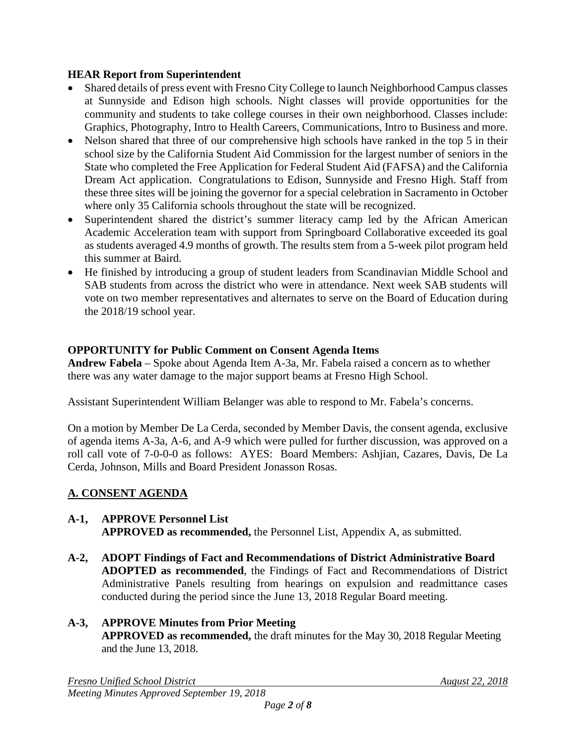**HEAR Report from Superintendent**

- Shared details of press event with Fresno City College to launch Neighborhood Campus classes at Sunnyside and Edison high schools. Night classes will provide opportunities for the community and students to take college courses in their own neighborhood. Classes include: Graphics, Photography, Intro to Health Careers, Communications, Intro to Business and more.
- Nelson shared that three of our comprehensive high schools have ranked in the top 5 in their school size by the California Student Aid Commission for the largest number of seniors in the State who completed the Free Application for Federal Student Aid (FAFSA) and the California Dream Act application. Congratulations to Edison, Sunnyside and Fresno High. Staff from these three sites will be joining the governor for a special celebration in Sacramento in October where only 35 California schools throughout the state will be recognized.
- Superintendent shared the district's summer literacy camp led by the African American Academic Acceleration team with support from Springboard Collaborative exceeded its goal as students averaged 4.9 months of growth. The results stem from a 5-week pilot program held this summer at Baird.
- He finished by introducing a group of student leaders from Scandinavian Middle School and SAB students from across the district who were in attendance. Next week SAB students will vote on two member representatives and alternates to serve on the Board of Education during the 2018/19 school year.

**OPPORTUNITY for Public Comment on Consent Agenda Items**

**Andrew Fabela** – Spoke about Agenda Item A-3a, Mr. Fabela raised a concern as to whether there was any water damage to the major support beams at Fresno High School.

Assistant Superintendent William Belanger was able to respond to Mr. Fabela's concerns.

On a motion by Member De La Cerda, seconded by Member Davis, the consent agenda, exclusive of agenda items A-3a, A-6, and A-9 which were pulled for further discussion, was approved on a roll call vote of 7-0-0-0 as follows: AYES: Board Members: Ashjian, Cazares, Davis, De La Cerda, Johnson, Mills and Board President Jonasson Rosas.

## A. CONSENT AGENDA

**A-1, APPROVE Personnel List**
**APPROVED as recommended,** the Personnel List, Appendix A, as submitted.

**A-2, ADOPT Findings of Fact and Recommendations of District Administrative Board**
**ADOPTED as recommended**, the Findings of Fact and Recommendations of District Administrative Panels resulting from hearings on expulsion and readmittance cases conducted during the period since the June 13, 2018 Regular Board meeting.

**A-3, APPROVE Minutes from Prior Meeting**
**APPROVED as recommended,** the draft minutes for the May 30, 2018 Regular Meeting and the June 13, 2018.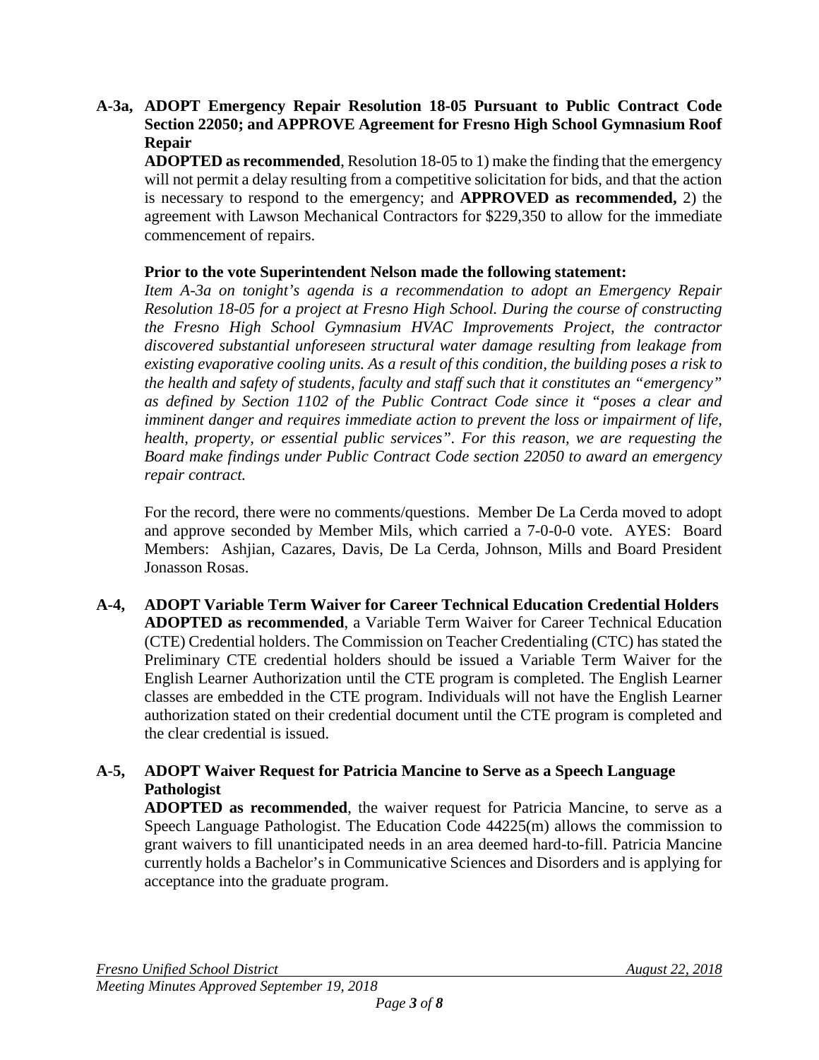**A-3a, ADOPT Emergency Repair Resolution 18-05 Pursuant to Public Contract Code Section 22050; and APPROVE Agreement for Fresno High School Gymnasium Roof Repair**

**ADOPTED as recommended**, Resolution 18-05 to 1) make the finding that the emergency will not permit a delay resulting from a competitive solicitation for bids, and that the action is necessary to respond to the emergency; and **APPROVED as recommended,** 2) the agreement with Lawson Mechanical Contractors for $229,350 to allow for the immediate commencement of repairs.

**Prior to the vote Superintendent Nelson made the following statement:**

*Item A-3a on tonight's agenda is a recommendation to adopt an Emergency Repair Resolution 18-05 for a project at Fresno High School. During the course of constructing the Fresno High School Gymnasium HVAC Improvements Project, the contractor discovered substantial unforeseen structural water damage resulting from leakage from existing evaporative cooling units. As a result of this condition, the building poses a risk to the health and safety of students, faculty and staff such that it constitutes an "emergency" as defined by Section 1102 of the Public Contract Code since it "poses a clear and imminent danger and requires immediate action to prevent the loss or impairment of life, health, property, or essential public services". For this reason, we are requesting the Board make findings under Public Contract Code section 22050 to award an emergency repair contract.*

For the record, there were no comments/questions. Member De La Cerda moved to adopt and approve seconded by Member Mils, which carried a 7-0-0-0 vote. AYES: Board Members: Ashjian, Cazares, Davis, De La Cerda, Johnson, Mills and Board President Jonasson Rosas.

**A-4, ADOPT Variable Term Waiver for Career Technical Education Credential Holders**

**ADOPTED as recommended**, a Variable Term Waiver for Career Technical Education (CTE) Credential holders. The Commission on Teacher Credentialing (CTC) has stated the Preliminary CTE credential holders should be issued a Variable Term Waiver for the English Learner Authorization until the CTE program is completed. The English Learner classes are embedded in the CTE program. Individuals will not have the English Learner authorization stated on their credential document until the CTE program is completed and the clear credential is issued.

**A-5, ADOPT Waiver Request for Patricia Mancine to Serve as a Speech Language Pathologist**

**ADOPTED as recommended**, the waiver request for Patricia Mancine, to serve as a Speech Language Pathologist. The Education Code 44225(m) allows the commission to grant waivers to fill unanticipated needs in an area deemed hard-to-fill. Patricia Mancine currently holds a Bachelor's in Communicative Sciences and Disorders and is applying for acceptance into the graduate program.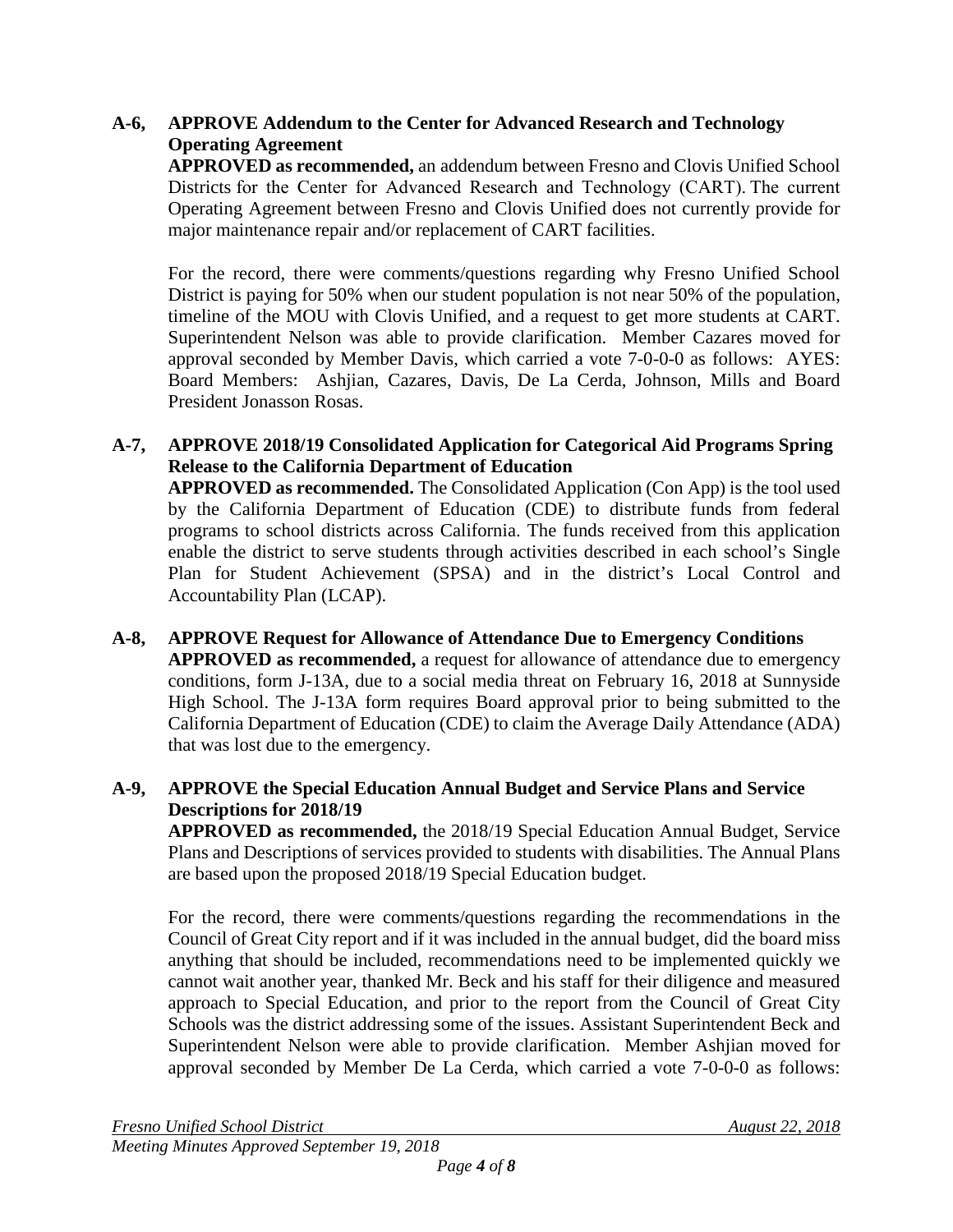**A-6, APPROVE Addendum to the Center for Advanced Research and Technology Operating Agreement**

**APPROVED as recommended,** an addendum between Fresno and Clovis Unified School Districts for the Center for Advanced Research and Technology (CART). The current Operating Agreement between Fresno and Clovis Unified does not currently provide for major maintenance repair and/or replacement of CART facilities.

For the record, there were comments/questions regarding why Fresno Unified School District is paying for 50% when our student population is not near 50% of the population, timeline of the MOU with Clovis Unified, and a request to get more students at CART. Superintendent Nelson was able to provide clarification. Member Cazares moved for approval seconded by Member Davis, which carried a vote 7-0-0-0 as follows: AYES: Board Members: Ashjian, Cazares, Davis, De La Cerda, Johnson, Mills and Board President Jonasson Rosas.

**A-7, APPROVE 2018/19 Consolidated Application for Categorical Aid Programs Spring Release to the California Department of Education**

**APPROVED as recommended.** The Consolidated Application (Con App) is the tool used by the California Department of Education (CDE) to distribute funds from federal programs to school districts across California. The funds received from this application enable the district to serve students through activities described in each school's Single Plan for Student Achievement (SPSA) and in the district's Local Control and Accountability Plan (LCAP).

**A-8, APPROVE Request for Allowance of Attendance Due to Emergency Conditions**

**APPROVED as recommended,** a request for allowance of attendance due to emergency conditions, form J-13A, due to a social media threat on February 16, 2018 at Sunnyside High School. The J-13A form requires Board approval prior to being submitted to the California Department of Education (CDE) to claim the Average Daily Attendance (ADA) that was lost due to the emergency.

**A-9, APPROVE the Special Education Annual Budget and Service Plans and Service Descriptions for 2018/19**

**APPROVED as recommended,** the 2018/19 Special Education Annual Budget, Service Plans and Descriptions of services provided to students with disabilities. The Annual Plans are based upon the proposed 2018/19 Special Education budget.

For the record, there were comments/questions regarding the recommendations in the Council of Great City report and if it was included in the annual budget, did the board miss anything that should be included, recommendations need to be implemented quickly we cannot wait another year, thanked Mr. Beck and his staff for their diligence and measured approach to Special Education, and prior to the report from the Council of Great City Schools was the district addressing some of the issues. Assistant Superintendent Beck and Superintendent Nelson were able to provide clarification. Member Ashjian moved for approval seconded by Member De La Cerda, which carried a vote 7-0-0-0 as follows: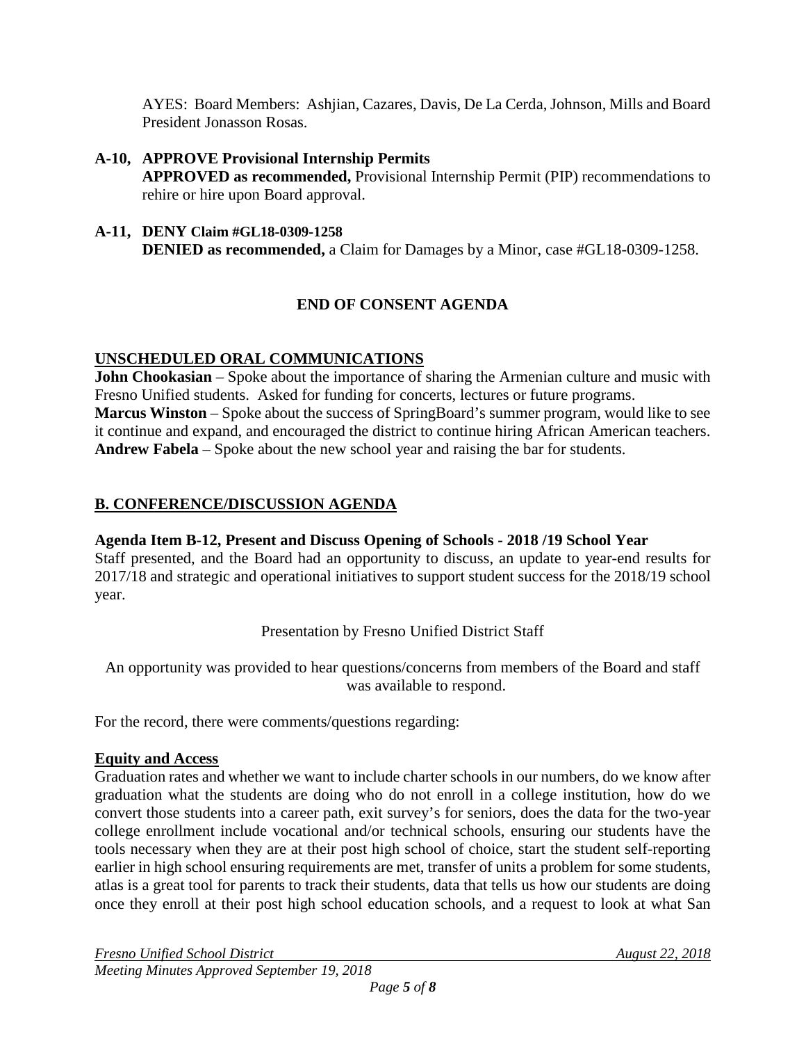AYES: Board Members: Ashjian, Cazares, Davis, De La Cerda, Johnson, Mills and Board President Jonasson Rosas.

**A-10, APPROVE Provisional Internship Permits**
**APPROVED as recommended,** Provisional Internship Permit (PIP) recommendations to rehire or hire upon Board approval.

**A-11, DENY Claim #GL18-0309-1258**
**DENIED as recommended,** a Claim for Damages by a Minor, case #GL18-0309-1258.

**END OF CONSENT AGENDA**

## UNSCHEDULED ORAL COMMUNICATIONS

**John Chookasian** – Spoke about the importance of sharing the Armenian culture and music with Fresno Unified students. Asked for funding for concerts, lectures or future programs.
**Marcus Winston** – Spoke about the success of SpringBoard's summer program, would like to see it continue and expand, and encouraged the district to continue hiring African American teachers.
**Andrew Fabela** – Spoke about the new school year and raising the bar for students.

## B. CONFERENCE/DISCUSSION AGENDA

**Agenda Item B-12, Present and Discuss Opening of Schools - 2018 /19 School Year**
Staff presented, and the Board had an opportunity to discuss, an update to year-end results for 2017/18 and strategic and operational initiatives to support student success for the 2018/19 school year.

Presentation by Fresno Unified District Staff

An opportunity was provided to hear questions/concerns from members of the Board and staff was available to respond.

For the record, there were comments/questions regarding:

**Equity and Access**
Graduation rates and whether we want to include charter schools in our numbers, do we know after graduation what the students are doing who do not enroll in a college institution, how do we convert those students into a career path, exit survey's for seniors, does the data for the two-year college enrollment include vocational and/or technical schools, ensuring our students have the tools necessary when they are at their post high school of choice, start the student self-reporting earlier in high school ensuring requirements are met, transfer of units a problem for some students, atlas is a great tool for parents to track their students, data that tells us how our students are doing once they enroll at their post high school education schools, and a request to look at what San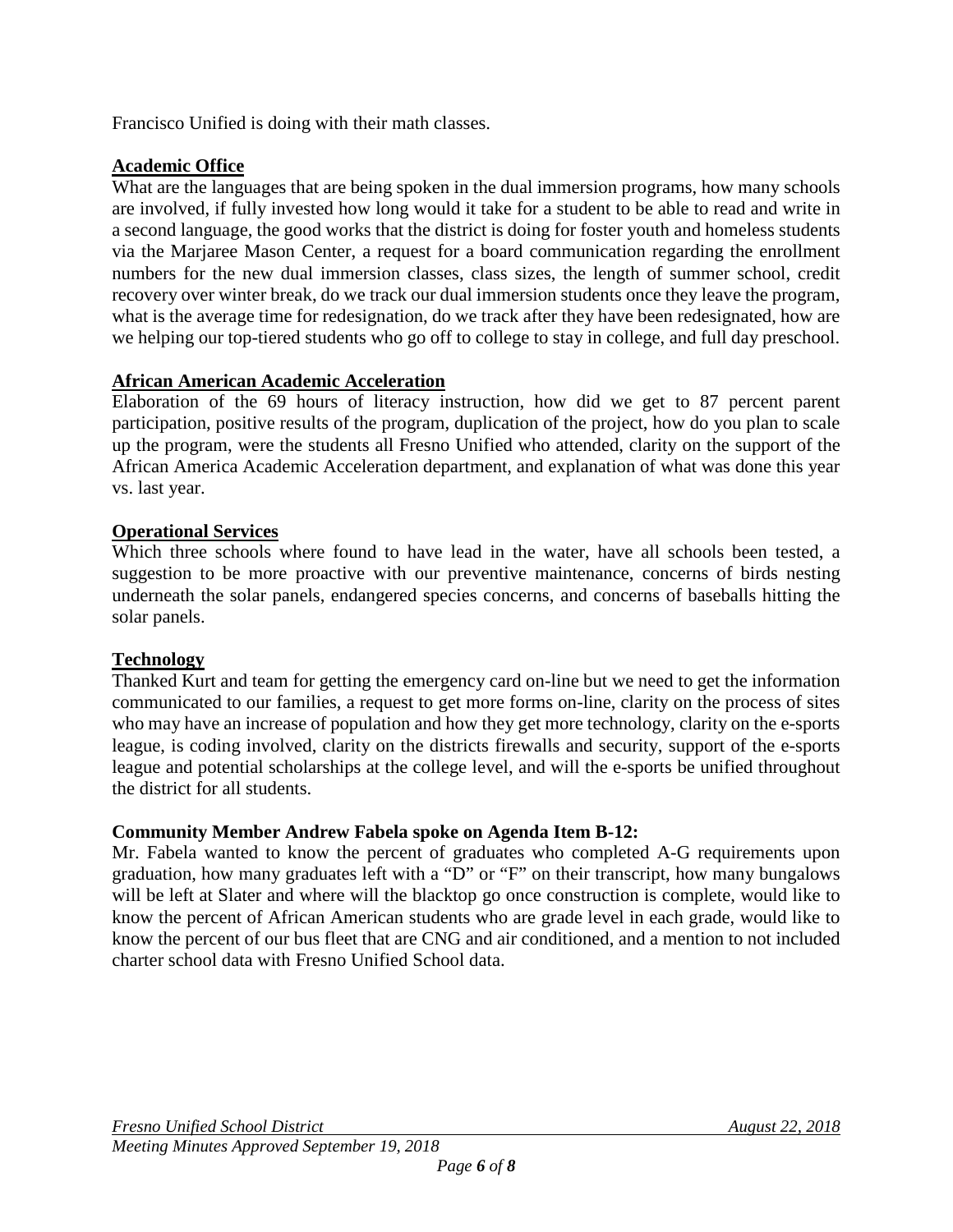Francisco Unified is doing with their math classes.

**Academic Office**

What are the languages that are being spoken in the dual immersion programs, how many schools are involved, if fully invested how long would it take for a student to be able to read and write in a second language, the good works that the district is doing for foster youth and homeless students via the Marjaree Mason Center, a request for a board communication regarding the enrollment numbers for the new dual immersion classes, class sizes, the length of summer school, credit recovery over winter break, do we track our dual immersion students once they leave the program, what is the average time for redesignation, do we track after they have been redesignated, how are we helping our top-tiered students who go off to college to stay in college, and full day preschool.

**African American Academic Acceleration**

Elaboration of the 69 hours of literacy instruction, how did we get to 87 percent parent participation, positive results of the program, duplication of the project, how do you plan to scale up the program, were the students all Fresno Unified who attended, clarity on the support of the African America Academic Acceleration department, and explanation of what was done this year vs. last year.

**Operational Services**

Which three schools where found to have lead in the water, have all schools been tested, a suggestion to be more proactive with our preventive maintenance, concerns of birds nesting underneath the solar panels, endangered species concerns, and concerns of baseballs hitting the solar panels.

**Technology**

Thanked Kurt and team for getting the emergency card on-line but we need to get the information communicated to our families, a request to get more forms on-line, clarity on the process of sites who may have an increase of population and how they get more technology, clarity on the e-sports league, is coding involved, clarity on the districts firewalls and security, support of the e-sports league and potential scholarships at the college level, and will the e-sports be unified throughout the district for all students.

**Community Member Andrew Fabela spoke on Agenda Item B-12:**

Mr. Fabela wanted to know the percent of graduates who completed A-G requirements upon graduation, how many graduates left with a "D" or "F" on their transcript, how many bungalows will be left at Slater and where will the blacktop go once construction is complete, would like to know the percent of African American students who are grade level in each grade, would like to know the percent of our bus fleet that are CNG and air conditioned, and a mention to not included charter school data with Fresno Unified School data.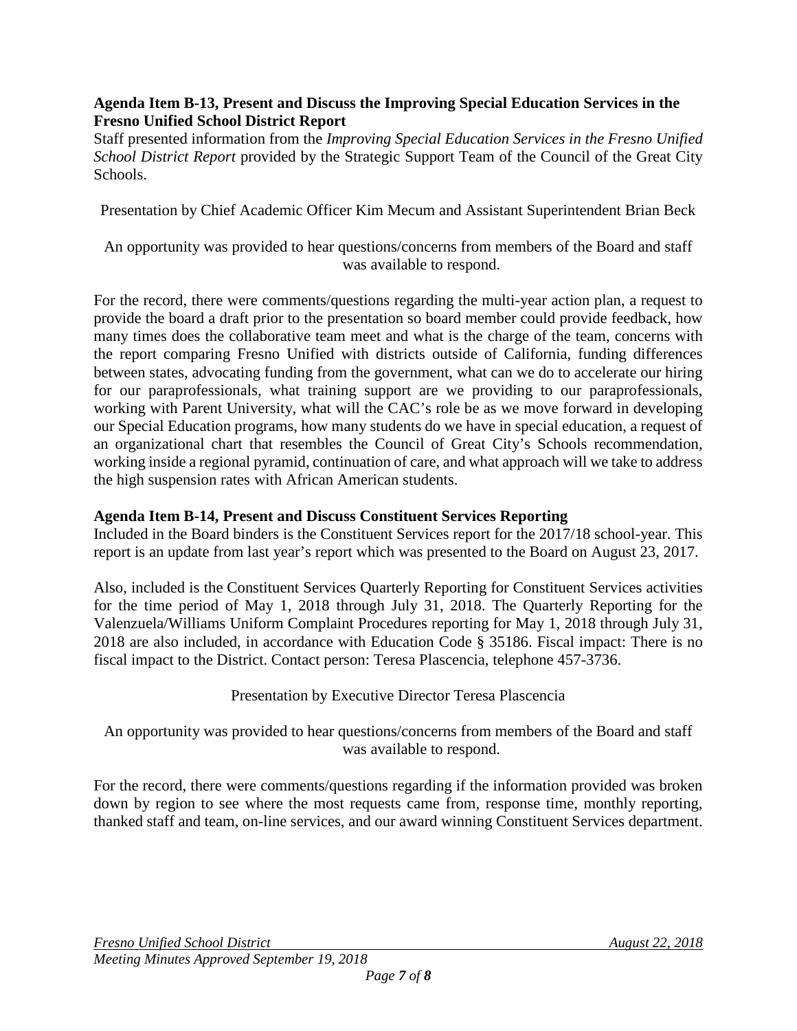**Agenda Item B-13, Present and Discuss the Improving Special Education Services in the Fresno Unified School District Report**

Staff presented information from the *Improving Special Education Services in the Fresno Unified School District Report* provided by the Strategic Support Team of the Council of the Great City Schools.

Presentation by Chief Academic Officer Kim Mecum and Assistant Superintendent Brian Beck

An opportunity was provided to hear questions/concerns from members of the Board and staff was available to respond.

For the record, there were comments/questions regarding the multi-year action plan, a request to provide the board a draft prior to the presentation so board member could provide feedback, how many times does the collaborative team meet and what is the charge of the team, concerns with the report comparing Fresno Unified with districts outside of California, funding differences between states, advocating funding from the government, what can we do to accelerate our hiring for our paraprofessionals, what training support are we providing to our paraprofessionals, working with Parent University, what will the CAC's role be as we move forward in developing our Special Education programs, how many students do we have in special education, a request of an organizational chart that resembles the Council of Great City's Schools recommendation, working inside a regional pyramid, continuation of care, and what approach will we take to address the high suspension rates with African American students.

**Agenda Item B-14, Present and Discuss Constituent Services Reporting**

Included in the Board binders is the Constituent Services report for the 2017/18 school-year. This report is an update from last year's report which was presented to the Board on August 23, 2017.

Also, included is the Constituent Services Quarterly Reporting for Constituent Services activities for the time period of May 1, 2018 through July 31, 2018. The Quarterly Reporting for the Valenzuela/Williams Uniform Complaint Procedures reporting for May 1, 2018 through July 31, 2018 are also included, in accordance with Education Code § 35186. Fiscal impact: There is no fiscal impact to the District. Contact person: Teresa Plascencia, telephone 457-3736.

Presentation by Executive Director Teresa Plascencia

An opportunity was provided to hear questions/concerns from members of the Board and staff was available to respond.

For the record, there were comments/questions regarding if the information provided was broken down by region to see where the most requests came from, response time, monthly reporting, thanked staff and team, on-line services, and our award winning Constituent Services department.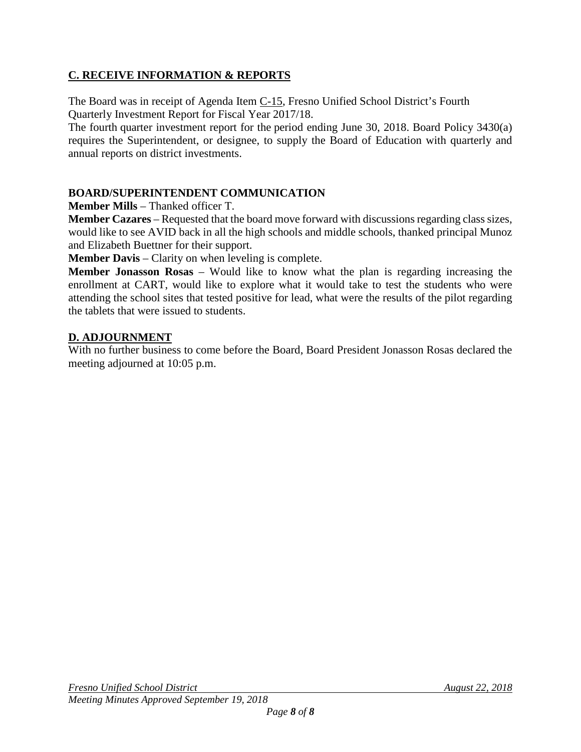## C. RECEIVE INFORMATION & REPORTS

The Board was in receipt of Agenda Item C-15, Fresno Unified School District's Fourth Quarterly Investment Report for Fiscal Year 2017/18.
The fourth quarter investment report for the period ending June 30, 2018. Board Policy 3430(a) requires the Superintendent, or designee, to supply the Board of Education with quarterly and annual reports on district investments.

### BOARD/SUPERINTENDENT COMMUNICATION

**Member Mills** – Thanked officer T.

**Member Cazares** – Requested that the board move forward with discussions regarding class sizes, would like to see AVID back in all the high schools and middle schools, thanked principal Munoz and Elizabeth Buettner for their support.

**Member Davis** – Clarity on when leveling is complete.

**Member Jonasson Rosas** – Would like to know what the plan is regarding increasing the enrollment at CART, would like to explore what it would take to test the students who were attending the school sites that tested positive for lead, what were the results of the pilot regarding the tablets that were issued to students.

## D. ADJOURNMENT

With no further business to come before the Board, Board President Jonasson Rosas declared the meeting adjourned at 10:05 p.m.